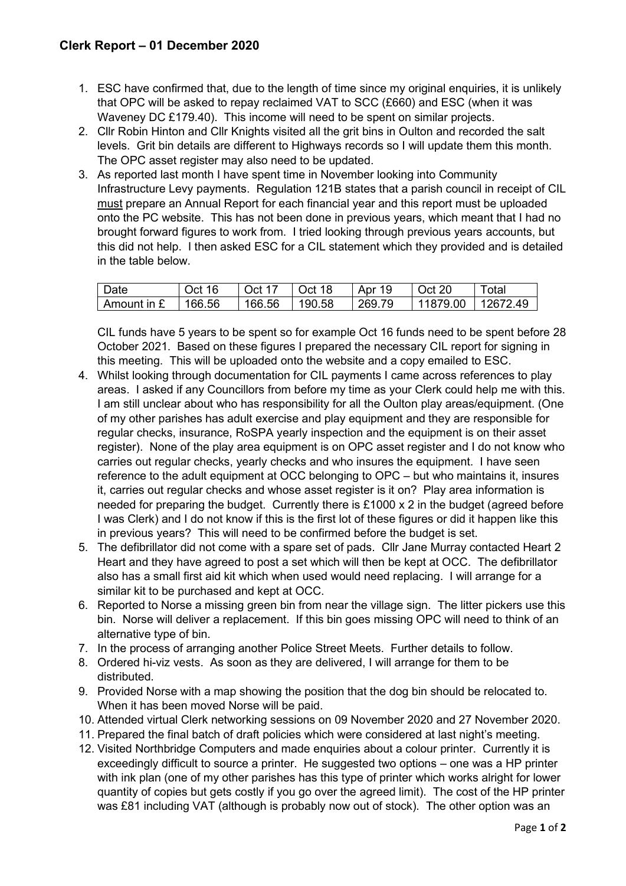## Clerk Report – 01 December 2020

1. ESC have confirmed that, due to the length of time since my original enquiries, it is unlikely that OPC will be asked to repay reclaimed VAT to SCC (£660) and ESC (when it was Waveney DC £179.40). This income will need to be spent on similar projects.
2. Cllr Robin Hinton and Cllr Knights visited all the grit bins in Oulton and recorded the salt levels. Grit bin details are different to Highways records so I will update them this month. The OPC asset register may also need to be updated.
3. As reported last month I have spent time in November looking into Community Infrastructure Levy payments. Regulation 121B states that a parish council in receipt of CIL <u>must</u> prepare an Annual Report for each financial year and this report must be uploaded onto the PC website. This has not been done in previous years, which meant that I had no brought forward figures to work from. I tried looking through previous years accounts, but this did not help. I then asked ESC for a CIL statement which they provided and is detailed in the table below.

   | Date | Oct 16 | Oct 17 | Oct 18 | Apr 19 | Oct 20 | Total |
   |---|---|---|---|---|---|---|
   | Amount in £ | 166.56 | 166.56 | 190.58 | 269.79 | 11879.00 | 12672.49 |

   CIL funds have 5 years to be spent so for example Oct 16 funds need to be spent before 28 October 2021. Based on these figures I prepared the necessary CIL report for signing in this meeting. This will be uploaded onto the website and a copy emailed to ESC.
4. Whilst looking through documentation for CIL payments I came across references to play areas. I asked if any Councillors from before my time as your Clerk could help me with this. I am still unclear about who has responsibility for all the Oulton play areas/equipment. (One of my other parishes has adult exercise and play equipment and they are responsible for regular checks, insurance, RoSPA yearly inspection and the equipment is on their asset register). None of the play area equipment is on OPC asset register and I do not know who carries out regular checks, yearly checks and who insures the equipment. I have seen reference to the adult equipment at OCC belonging to OPC – but who maintains it, insures it, carries out regular checks and whose asset register is it on? Play area information is needed for preparing the budget. Currently there is £1000 x 2 in the budget (agreed before I was Clerk) and I do not know if this is the first lot of these figures or did it happen like this in previous years? This will need to be confirmed before the budget is set.
5. The defibrillator did not come with a spare set of pads. Cllr Jane Murray contacted Heart 2 Heart and they have agreed to post a set which will then be kept at OCC. The defibrillator also has a small first aid kit which when used would need replacing. I will arrange for a similar kit to be purchased and kept at OCC.
6. Reported to Norse a missing green bin from near the village sign. The litter pickers use this bin. Norse will deliver a replacement. If this bin goes missing OPC will need to think of an alternative type of bin.
7. In the process of arranging another Police Street Meets. Further details to follow.
8. Ordered hi-viz vests. As soon as they are delivered, I will arrange for them to be distributed.
9. Provided Norse with a map showing the position that the dog bin should be relocated to. When it has been moved Norse will be paid.
10. Attended virtual Clerk networking sessions on 09 November 2020 and 27 November 2020.
11. Prepared the final batch of draft policies which were considered at last night's meeting.
12. Visited Northbridge Computers and made enquiries about a colour printer. Currently it is exceedingly difficult to source a printer. He suggested two options – one was a HP printer with ink plan (one of my other parishes has this type of printer which works alright for lower quantity of copies but gets costly if you go over the agreed limit). The cost of the HP printer was £81 including VAT (although is probably now out of stock). The other option was an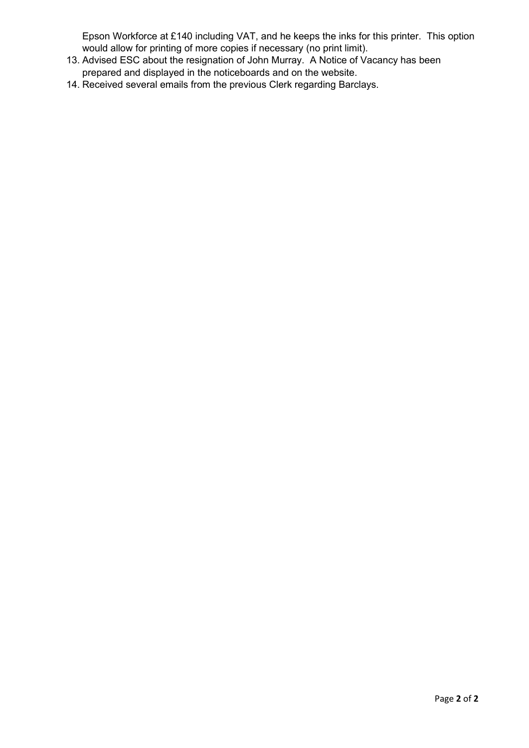Epson Workforce at £140 including VAT, and he keeps the inks for this printer. This option would allow for printing of more copies if necessary (no print limit).

13. Advised ESC about the resignation of John Murray. A Notice of Vacancy has been prepared and displayed in the noticeboards and on the website.
14. Received several emails from the previous Clerk regarding Barclays.